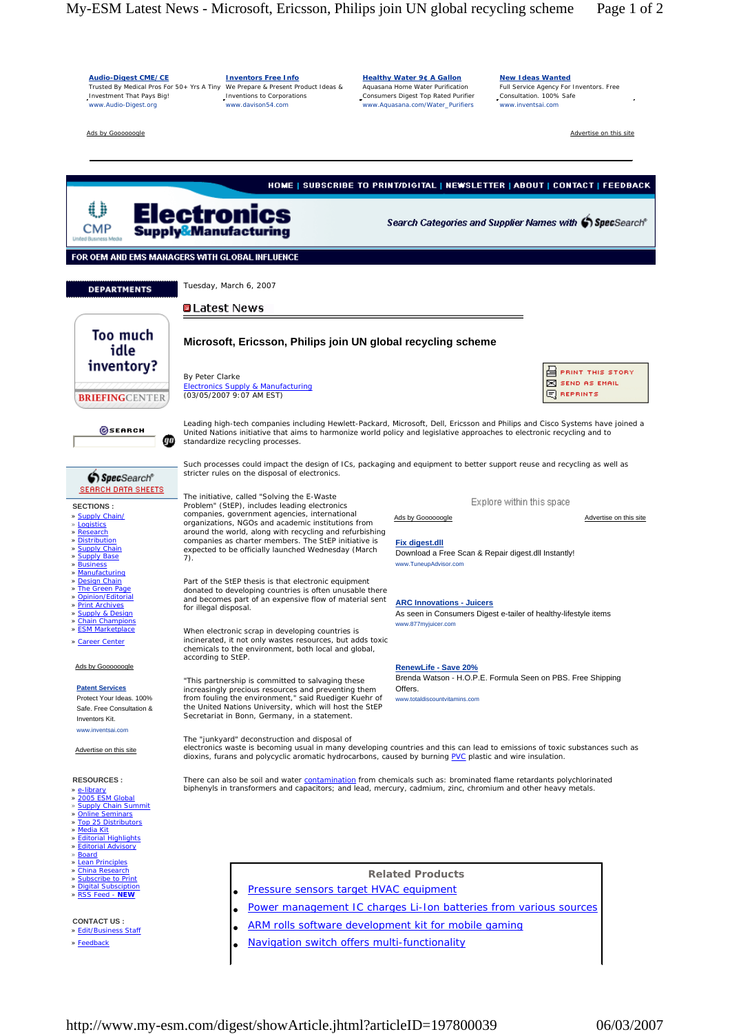**Audio-Digest CME/ CE**
Trusted By Medical Pros For 50+ Yrs A Tiny Investment That Pays Big!
www.Audio-Digest.org

**Inventors Free Info**
We Prepare & Present Product Ideas & Inventions to Corporations
www.davison54.com

**Healthy Water 9¢ A Gallon**
Aquasana Home Water Purification Consumers Digest Top Rated Purifier
www.Aquasana.com/Water_Purifiers

**New Ideas Wanted**
Full Service Agency For Inventors. Free Consultation. 100% Safe
www.inventsai.com

Ads by Goooooogle | Advertise on this site

HOME | SUBSCRIBE TO PRINT/DIGITAL | NEWSLETTER | ABOUT | CONTACT | FEEDBACK

CMP United Business Media

# Electronics Supply & Manufacturing

Search Categories and Supplier Names with SpecSearch®

FOR OEM AND EMS MANAGERS WITH GLOBAL INFLUENCE

DEPARTMENTS

Too much idle inventory? BRIEFINGCENTER

SEARCH

SpecSearch® SEARCH DATA SHEETS

SECTIONS :
- » Supply Chain/
- » Logistics
- » Research
- » Distribution
- » Supply Chain
- » Supply Base
- » Business
- » Manufacturing
- » Design Chain
- » The Green Page
- » Opinion/Editorial
- » Print Archives
- » Supply & Design
- » Chain Champions
- » ESM Marketplace

- » Career Center

Ads by Goooooogle

**Patent Services**
Protect Your Ideas. 100% Safe. Free Consultation & Inventors Kit.
www.inventsai.com

Advertise on this site

RESOURCES :
- » e-library
- » 2005 ESM Global
- » Supply Chain Summit
- » Online Seminars
- » Top 25 Distributors
- » Media Kit
- » Editorial Highlights
- » Editorial Advisory
- » Board
- » Lean Principles
- » China Research
- » Subscribe to Print
- » Digital Subscription
- » RSS Feed - NEW

CONTACT US :
- » Edit/Business Staff
- » Feedback

Tuesday, March 6, 2007

## Latest News

## Microsoft, Ericsson, Philips join UN global recycling scheme

By Peter Clarke
Electronics Supply & Manufacturing
(03/05/2007 9:07 AM EST)

PRINT THIS STORY | SEND AS EMAIL | REPRINTS

Leading high-tech companies including Hewlett-Packard, Microsoft, Dell, Ericsson and Philips and Cisco Systems have joined a United Nations initiative that aims to harmonize world policy and legislative approaches to electronic recycling and to standardize recycling processes.

Such processes could impact the design of ICs, packaging and equipment to better support reuse and recycling as well as stricter rules on the disposal of electronics.

The initiative, called "Solving the E-Waste Problem" (StEP), includes leading electronics companies, NGOs and academic institutions from around the world, along with recycling and refurbishing companies as charter members. The StEP initiative is expected to be officially launched Wednesday (March 7).

Part of the StEP thesis is that electronic equipment donated to developing countries is often unusable there and becomes part of an expensive flow of material sent for illegal disposal.

When electronic scrap in developing countries is incinerated, it not only wastes resources, but adds toxic chemicals to the environment, both local and global, according to StEP.

"This partnership is committed to salvaging these increasingly precious resources and preventing them from fouling the environment," said Ruediger Kuehr of the United Nations University, which will host the StEP Secretariat in Bonn, Germany, in a statement.

Explore within this space

Ads by Goooooogle | Advertise on this site

**Fix digest.dll**
Download a Free Scan & Repair digest.dll Instantly!
www.TuneupAdvisor.com

**ARC Innovations - Juicers**
As seen in Consumers Digest e-tailer of healthy-lifestyle items
www.877myjuicer.com

**RenewLife - Save 20%**
Brenda Watson - H.O.P.E. Formula Seen on PBS. Free Shipping Offers.
www.totaldiscountvitamins.com

The "junkyard" deconstruction and disposal of electronics waste is becoming usual in many developing countries and this can lead to emissions of toxic substances such as dioxins, furans and polycyclic aromatic hydrocarbons, caused by burning PVC plastic and wire insulation.

There can also be soil and water contamination from chemicals such as: brominated flame retardants polychlorinated biphenyls in transformers and capacitors; and lead, mercury, cadmium, zinc, chromium and other heavy metals.

**Related Products**
- Pressure sensors target HVAC equipment
- Power management IC charges Li-Ion batteries from various sources
- ARM rolls software development kit for mobile gaming
- Navigation switch offers multi-functionality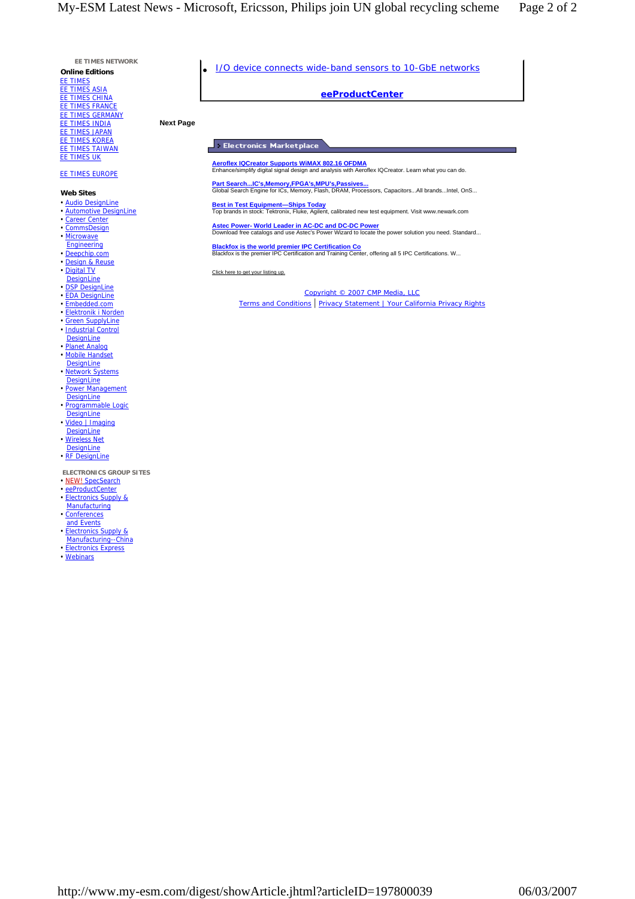EE TIMES NETWORK

**Online Editions**

EE TIMES
EE TIMES ASIA
EE TIMES CHINA
EE TIMES FRANCE
EE TIMES GERMANY
EE TIMES INDIA
EE TIMES JAPAN
EE TIMES KOREA
EE TIMES TAIWAN
EE TIMES UK

EE TIMES EUROPE

**Web Sites**

- Audio DesignLine
- Automotive DesignLine
- Career Center
- CommsDesign
- Microwave Engineering
- Deepchip.com
- Design & Reuse
- Digital TV DesignLine
- DSP DesignLine
- EDA DesignLine
- Embedded.com
- Elektronik i Norden
- Green SupplyLine
- Industrial Control DesignLine
- Planet Analog
- Mobile Handset DesignLine
- Network Systems DesignLine
- Power Management DesignLine
- Programmable Logic DesignLine
- Video | Imaging DesignLine
- Wireless Net DesignLine
- RF DesignLine

ELECTRONICS GROUP SITES

- NEW! SpecSearch
- eeProductCenter
- Electronics Supply & Manufacturing
- Conferences and Events
- Electronics Supply & Manufacturing--China
- Electronics Express
- Webinars

**Next Page**

- I/O device connects wide-band sensors to 10-GbE networks

**eeProductCenter**

**Electronics Marketplace**

**Aeroflex IQCreator Supports WiMAX 802.16 OFDMA**
Enhance/simplify digital signal design and analysis with Aeroflex IQCreator. Learn what you can do.

**Part Search...IC's,Memory,FPGA's,MPU's,Passives...**
Global Search Engine for ICs, Memory, Flash, DRAM, Processors, Capacitors...All brands...Intel, OnS...

**Best in Test Equipment—Ships Today**
Top brands in stock: Tektronix, Fluke, Agilent, calibrated new test equipment. Visit www.newark.com

**Astec Power- World Leader in AC-DC and DC-DC Power**
Download free catalogs and use Astec's Power Wizard to locate the power solution you need. Standard...

**Blackfox is the world premier IPC Certification Co**
Blackfox is the premier IPC Certification and Training Center, offering all 5 IPC Certifications. W...

Click here to get your listing up.

Copyright © 2007 CMP Media, LLC

Terms and Conditions | Privacy Statement | Your California Privacy Rights